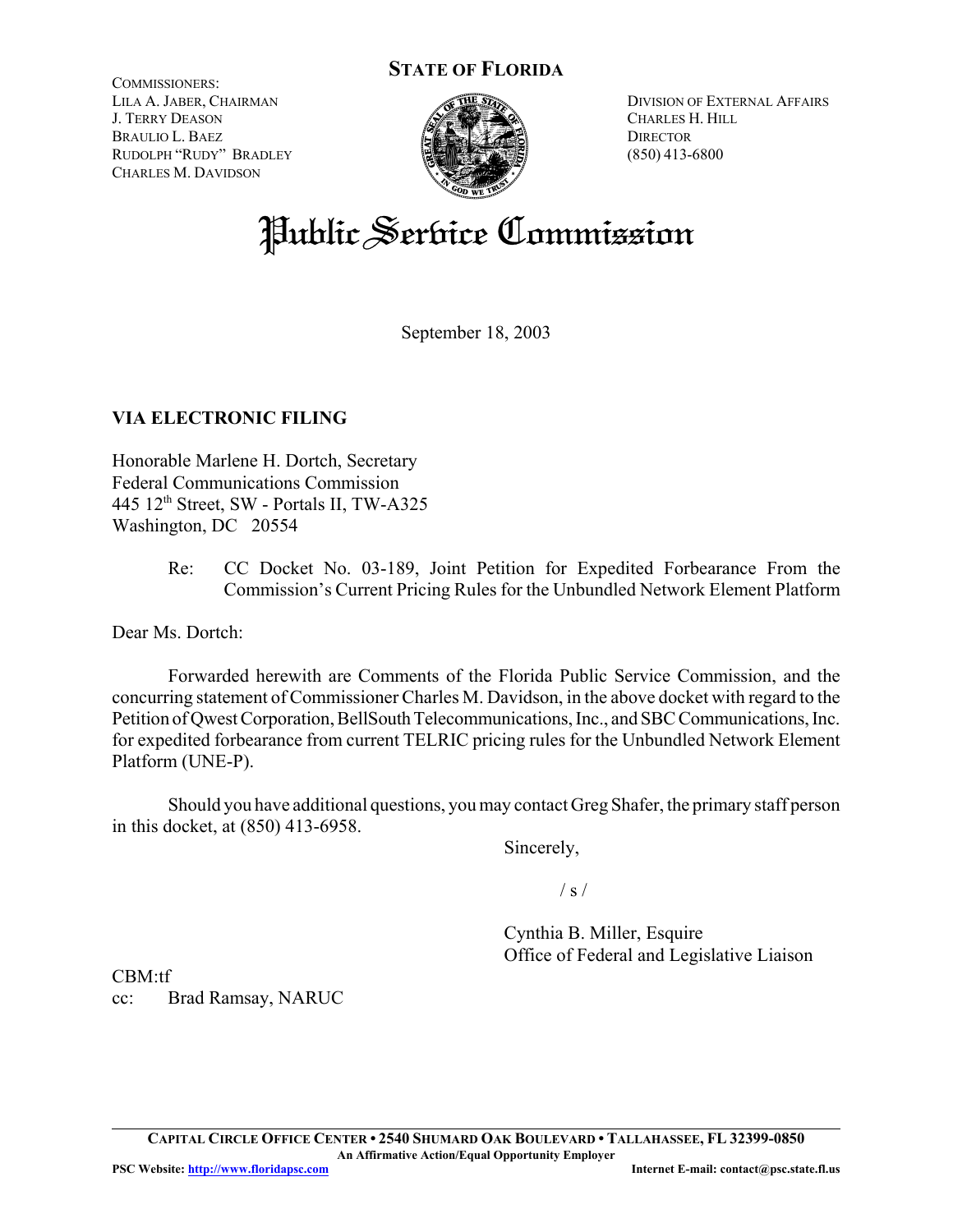COMMISSIONERS:
LILA A. JABER, CHAIRMAN
J. TERRY DEASON
BRAULIO L. BAEZ
RUDOLPH "RUDY" BRADLEY
CHARLES M. DAVIDSON

**STATE OF FLORIDA**

DIVISION OF EXTERNAL AFFAIRS
CHARLES H. HILL
DIRECTOR
(850) 413-6800

# Public Service Commission

September 18, 2003

**VIA ELECTRONIC FILING**

Honorable Marlene H. Dortch, Secretary
Federal Communications Commission
445 12th Street, SW - Portals II, TW-A325
Washington, DC 20554

Re: CC Docket No. 03-189, Joint Petition for Expedited Forbearance From the Commission's Current Pricing Rules for the Unbundled Network Element Platform

Dear Ms. Dortch:

Forwarded herewith are Comments of the Florida Public Service Commission, and the concurring statement of Commissioner Charles M. Davidson, in the above docket with regard to the Petition of Qwest Corporation, BellSouth Telecommunications, Inc., and SBC Communications, Inc. for expedited forbearance from current TELRIC pricing rules for the Unbundled Network Element Platform (UNE-P).

Should you have additional questions, you may contact Greg Shafer, the primary staff person in this docket, at (850) 413-6958.

Sincerely,

/ s /

Cynthia B. Miller, Esquire
Office of Federal and Legislative Liaison

CBM:tf
cc: Brad Ramsay, NARUC

**CAPITAL CIRCLE OFFICE CENTER • 2540 SHUMARD OAK BOULEVARD • TALLAHASSEE, FL 32399-0850**
**An Affirmative Action/Equal Opportunity Employer**
**PSC Website: http://www.floridapsc.com** **Internet E-mail: contact@psc.state.fl.us**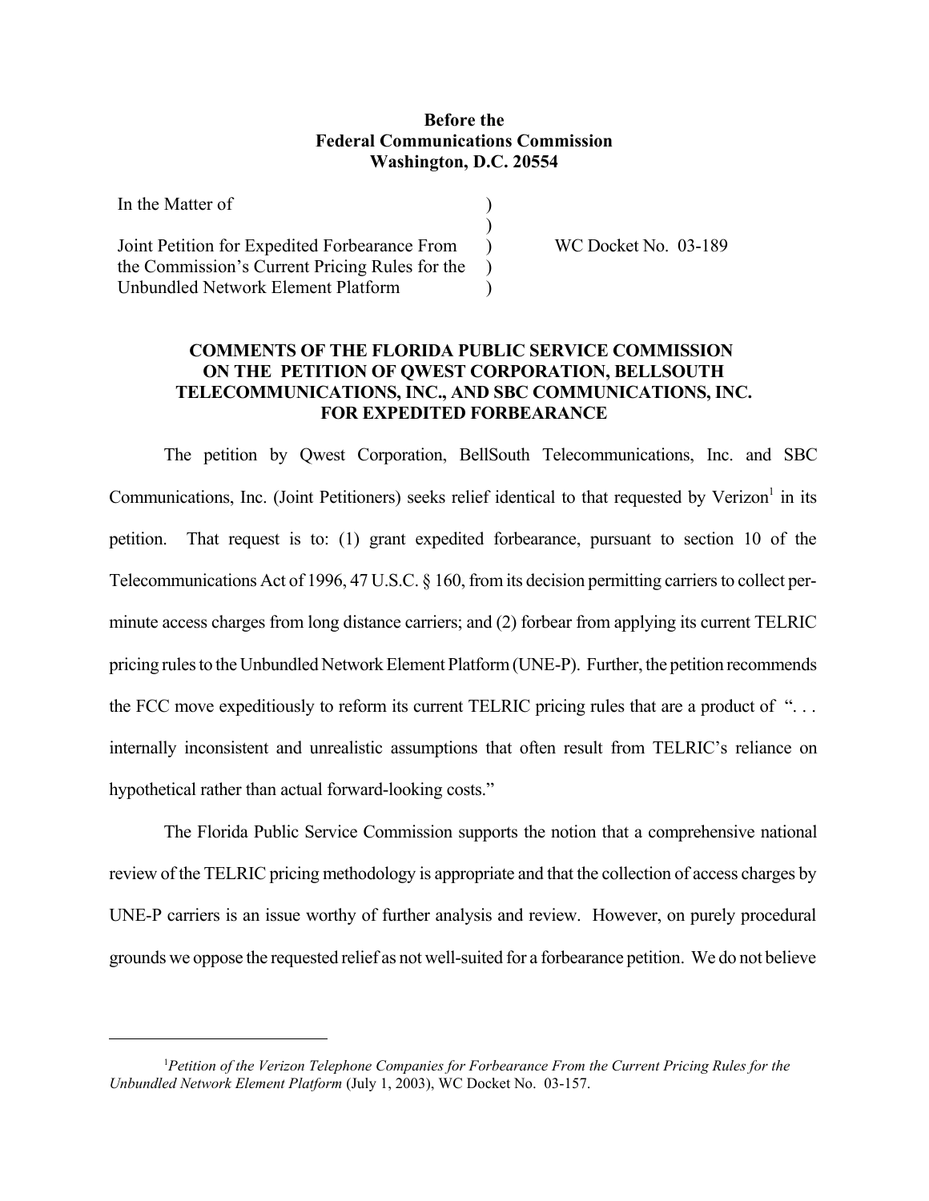**Before the**
**Federal Communications Commission**
**Washington, D.C. 20554**

| | | |
|---|---|---|
| In the Matter of | ) | |
| | ) | |
| Joint Petition for Expedited Forbearance From the Commission's Current Pricing Rules for the Unbundled Network Element Platform | ) ) ) | WC Docket No. 03-189 |

**COMMENTS OF THE FLORIDA PUBLIC SERVICE COMMISSION ON THE PETITION OF QWEST CORPORATION, BELLSOUTH TELECOMMUNICATIONS, INC., AND SBC COMMUNICATIONS, INC. FOR EXPEDITED FORBEARANCE**

The petition by Qwest Corporation, BellSouth Telecommunications, Inc. and SBC Communications, Inc. (Joint Petitioners) seeks relief identical to that requested by Verizon[1] in its petition. That request is to: (1) grant expedited forbearance, pursuant to section 10 of the Telecommunications Act of 1996, 47 U.S.C. § 160, from its decision permitting carriers to collect per-minute access charges from long distance carriers; and (2) forbear from applying its current TELRIC pricing rules to the Unbundled Network Element Platform (UNE-P). Further, the petition recommends the FCC move expeditiously to reform its current TELRIC pricing rules that are a product of ". . . internally inconsistent and unrealistic assumptions that often result from TELRIC's reliance on hypothetical rather than actual forward-looking costs."

The Florida Public Service Commission supports the notion that a comprehensive national review of the TELRIC pricing methodology is appropriate and that the collection of access charges by UNE-P carriers is an issue worthy of further analysis and review. However, on purely procedural grounds we oppose the requested relief as not well-suited for a forbearance petition. We do not believe

---

[1]*Petition of the Verizon Telephone Companies for Forbearance From the Current Pricing Rules for the Unbundled Network Element Platform* (July 1, 2003), WC Docket No. 03-157.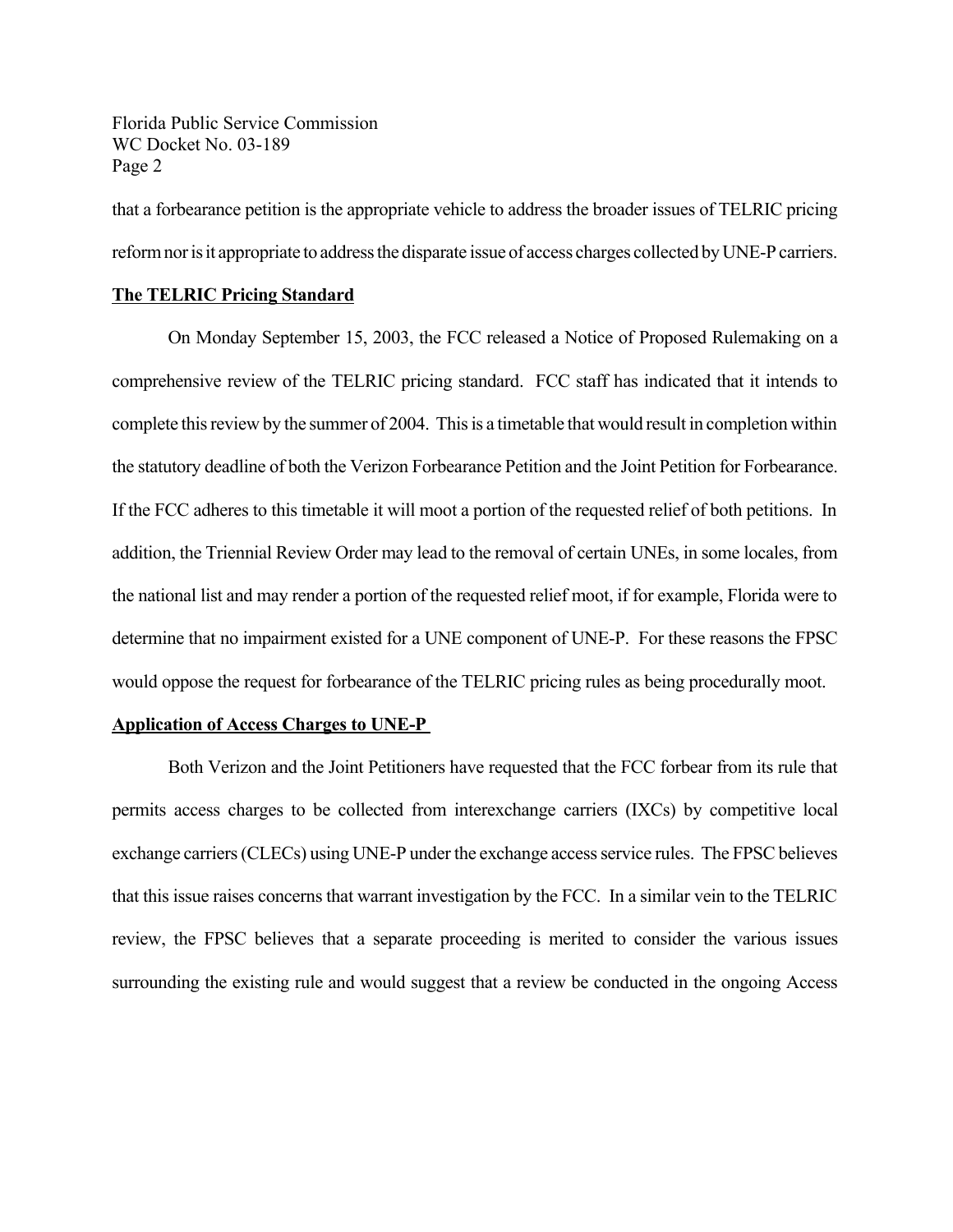that a forbearance petition is the appropriate vehicle to address the broader issues of TELRIC pricing reform nor is it appropriate to address the disparate issue of access charges collected by UNE-P carriers.

**The TELRIC Pricing Standard**

On Monday September 15, 2003, the FCC released a Notice of Proposed Rulemaking on a comprehensive review of the TELRIC pricing standard. FCC staff has indicated that it intends to complete this review by the summer of 2004. This is a timetable that would result in completion within the statutory deadline of both the Verizon Forbearance Petition and the Joint Petition for Forbearance. If the FCC adheres to this timetable it will moot a portion of the requested relief of both petitions. In addition, the Triennial Review Order may lead to the removal of certain UNEs, in some locales, from the national list and may render a portion of the requested relief moot, if for example, Florida were to determine that no impairment existed for a UNE component of UNE-P. For these reasons the FPSC would oppose the request for forbearance of the TELRIC pricing rules as being procedurally moot.

**Application of Access Charges to UNE-P**

Both Verizon and the Joint Petitioners have requested that the FCC forbear from its rule that permits access charges to be collected from interexchange carriers (IXCs) by competitive local exchange carriers (CLECs) using UNE-P under the exchange access service rules. The FPSC believes that this issue raises concerns that warrant investigation by the FCC. In a similar vein to the TELRIC review, the FPSC believes that a separate proceeding is merited to consider the various issues surrounding the existing rule and would suggest that a review be conducted in the ongoing Access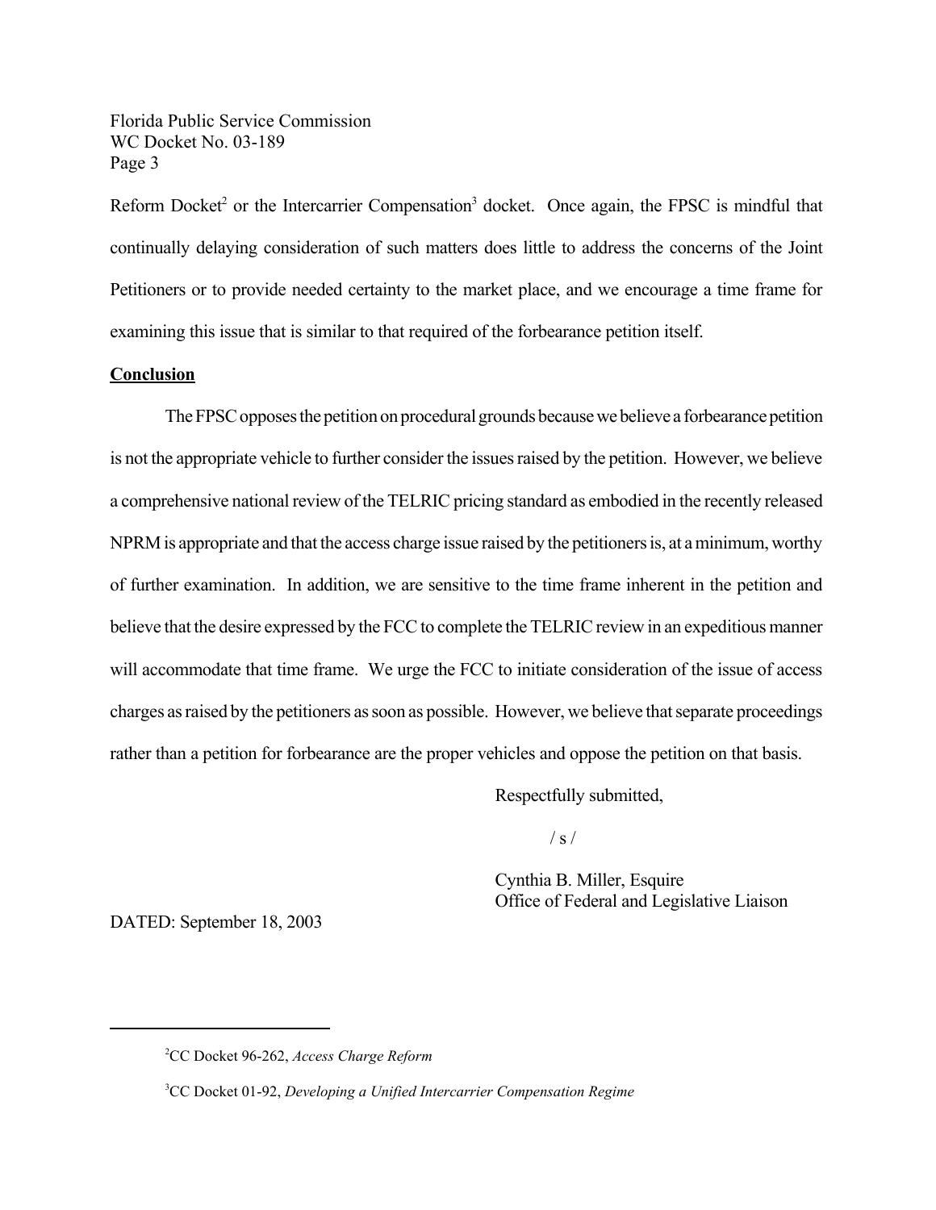Reform Docket[2] or the Intercarrier Compensation[3] docket. Once again, the FPSC is mindful that continually delaying consideration of such matters does little to address the concerns of the Joint Petitioners or to provide needed certainty to the market place, and we encourage a time frame for examining this issue that is similar to that required of the forbearance petition itself.

**Conclusion**

The FPSC opposes the petition on procedural grounds because we believe a forbearance petition is not the appropriate vehicle to further consider the issues raised by the petition. However, we believe a comprehensive national review of the TELRIC pricing standard as embodied in the recently released NPRM is appropriate and that the access charge issue raised by the petitioners is, at a minimum, worthy of further examination. In addition, we are sensitive to the time frame inherent in the petition and believe that the desire expressed by the FCC to complete the TELRIC review in an expeditious manner will accommodate that time frame. We urge the FCC to initiate consideration of the issue of access charges as raised by the petitioners as soon as possible. However, we believe that separate proceedings rather than a petition for forbearance are the proper vehicles and oppose the petition on that basis.

Respectfully submitted,

/ s /

Cynthia B. Miller, Esquire
Office of Federal and Legislative Liaison

DATED: September 18, 2003

---

[2] CC Docket 96-262, *Access Charge Reform*

[3] CC Docket 01-92, *Developing a Unified Intercarrier Compensation Regime*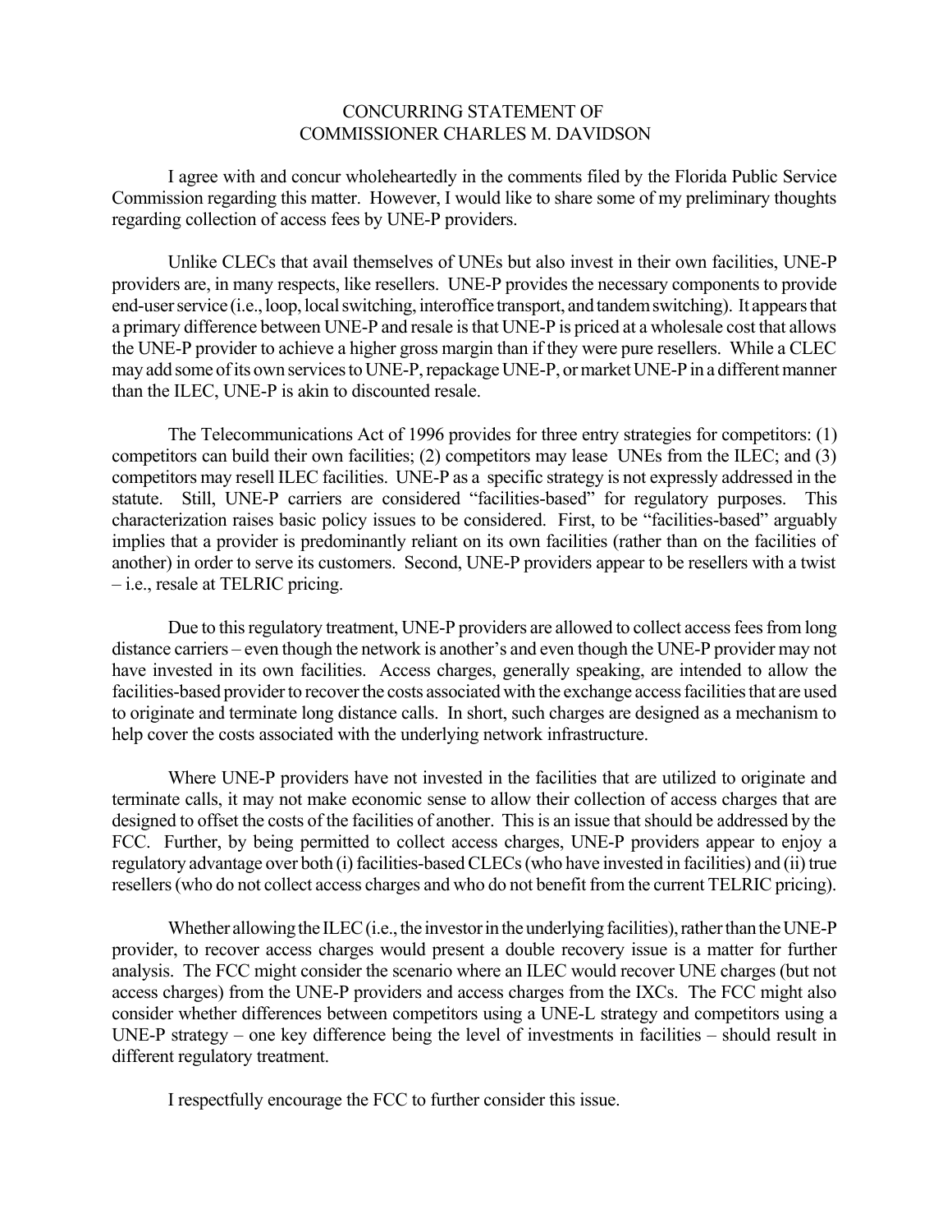# CONCURRING STATEMENT OF
# COMMISSIONER CHARLES M. DAVIDSON

I agree with and concur wholeheartedly in the comments filed by the Florida Public Service Commission regarding this matter. However, I would like to share some of my preliminary thoughts regarding collection of access fees by UNE-P providers.

Unlike CLECs that avail themselves of UNEs but also invest in their own facilities, UNE-P providers are, in many respects, like resellers. UNE-P provides the necessary components to provide end-user service (i.e., loop, local switching, interoffice transport, and tandem switching). It appears that a primary difference between UNE-P and resale is that UNE-P is priced at a wholesale cost that allows the UNE-P provider to achieve a higher gross margin than if they were pure resellers. While a CLEC may add some of its own services to UNE-P, repackage UNE-P, or market UNE-P in a different manner than the ILEC, UNE-P is akin to discounted resale.

The Telecommunications Act of 1996 provides for three entry strategies for competitors: (1) competitors can build their own facilities; (2) competitors may lease UNEs from the ILEC; and (3) competitors may resell ILEC facilities. UNE-P as a specific strategy is not expressly addressed in the statute. Still, UNE-P carriers are considered "facilities-based" for regulatory purposes. This characterization raises basic policy issues to be considered. First, to be "facilities-based" arguably implies that a provider is predominantly reliant on its own facilities (rather than on the facilities of another) in order to serve its customers. Second, UNE-P providers appear to be resellers with a twist – i.e., resale at TELRIC pricing.

Due to this regulatory treatment, UNE-P providers are allowed to collect access fees from long distance carriers – even though the network is another's and even though the UNE-P provider may not have invested in its own facilities. Access charges, generally speaking, are intended to allow the facilities-based provider to recover the costs associated with the exchange access facilities that are used to originate and terminate long distance calls. In short, such charges are designed as a mechanism to help cover the costs associated with the underlying network infrastructure.

Where UNE-P providers have not invested in the facilities that are utilized to originate and terminate calls, it may not make economic sense to allow their collection of access charges that are designed to offset the costs of the facilities of another. This is an issue that should be addressed by the FCC. Further, by being permitted to collect access charges, UNE-P providers appear to enjoy a regulatory advantage over both (i) facilities-based CLECs (who have invested in facilities) and (ii) true resellers (who do not collect access charges and who do not benefit from the current TELRIC pricing).

Whether allowing the ILEC (i.e., the investor in the underlying facilities), rather than the UNE-P provider, to recover access charges would present a double recovery issue is a matter for further analysis. The FCC might consider the scenario where an ILEC would recover UNE charges (but not access charges) from the UNE-P providers and access charges from the IXCs. The FCC might also consider whether differences between competitors using a UNE-L strategy and competitors using a UNE-P strategy – one key difference being the level of investments in facilities – should result in different regulatory treatment.

I respectfully encourage the FCC to further consider this issue.